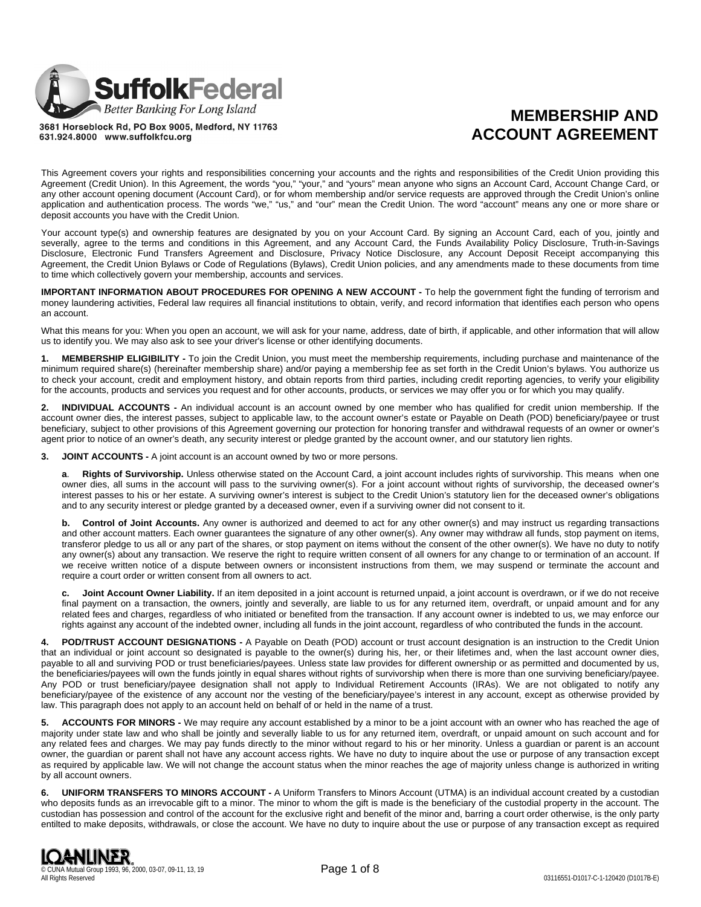SuffolkFederal
Better Banking For Long Island

3681 Horseblock Rd, PO Box 9005, Medford, NY 11763
631.924.8000 www.suffolkfcu.org

# MEMBERSHIP AND ACCOUNT AGREEMENT

This Agreement covers your rights and responsibilities concerning your accounts and the rights and responsibilities of the Credit Union providing this Agreement (Credit Union). In this Agreement, the words "you," "your," and "yours" mean anyone who signs an Account Card, Account Change Card, or any other account opening document (Account Card), or for whom membership and/or service requests are approved through the Credit Union's online application and authentication process. The words "we," "us," and "our" mean the Credit Union. The word "account" means any one or more share or deposit accounts you have with the Credit Union.

Your account type(s) and ownership features are designated by you on your Account Card. By signing an Account Card, each of you, jointly and severally, agree to the terms and conditions in this Agreement, and any Account Card, the Funds Availability Policy Disclosure, Truth-in-Savings Disclosure, Electronic Fund Transfers Agreement and Disclosure, Privacy Notice Disclosure, any Account Deposit Receipt accompanying this Agreement, the Credit Union Bylaws or Code of Regulations (Bylaws), Credit Union policies, and any amendments made to these documents from time to time which collectively govern your membership, accounts and services.

**IMPORTANT INFORMATION ABOUT PROCEDURES FOR OPENING A NEW ACCOUNT -** To help the government fight the funding of terrorism and money laundering activities, Federal law requires all financial institutions to obtain, verify, and record information that identifies each person who opens an account.

What this means for you: When you open an account, we will ask for your name, address, date of birth, if applicable, and other information that will allow us to identify you. We may also ask to see your driver's license or other identifying documents.

**1. MEMBERSHIP ELIGIBILITY -** To join the Credit Union, you must meet the membership requirements, including purchase and maintenance of the minimum required share(s) (hereinafter membership share) and/or paying a membership fee as set forth in the Credit Union's bylaws. You authorize us to check your account, credit and employment history, and obtain reports from third parties, including credit reporting agencies, to verify your eligibility for the accounts, products and services you request and for other accounts, products, or services we may offer you or for which you may qualify.

**2. INDIVIDUAL ACCOUNTS -** An individual account is an account owned by one member who has qualified for credit union membership. If the account owner dies, the interest passes, subject to applicable law, to the account owner's estate or Payable on Death (POD) beneficiary/payee or trust beneficiary, subject to other provisions of this Agreement governing our protection for honoring transfer and withdrawal requests of an owner or owner's agent prior to notice of an owner's death, any security interest or pledge granted by the account owner, and our statutory lien rights.

**3. JOINT ACCOUNTS -** A joint account is an account owned by two or more persons.

**a. Rights of Survivorship.** Unless otherwise stated on the Account Card, a joint account includes rights of survivorship. This means when one owner dies, all sums in the account will pass to the surviving owner(s). For a joint account without rights of survivorship, the deceased owner's interest passes to his or her estate. A surviving owner's interest is subject to the Credit Union's statutory lien for the deceased owner's obligations and to any security interest or pledge granted by a deceased owner, even if a surviving owner did not consent to it.

**b. Control of Joint Accounts.** Any owner is authorized and deemed to act for any other owner(s) and may instruct us regarding transactions and other account matters. Each owner guarantees the signature of any other owner(s). Any owner may withdraw all funds, stop payment on items, transferor pledge to us all or any part of the shares, or stop payment on items without the consent of the other owner(s). We have no duty to notify any owner(s) about any transaction. We reserve the right to require written consent of all owners for any change to or termination of an account. If we receive written notice of a dispute between owners or inconsistent instructions from them, we may suspend or terminate the account and require a court order or written consent from all owners to act.

**c. Joint Account Owner Liability.** If an item deposited in a joint account is returned unpaid, a joint account is overdrawn, or if we do not receive final payment on a transaction, the owners, jointly and severally, are liable to us for any returned item, overdraft, or unpaid amount and for any related fees and charges, regardless of who initiated or benefited from the transaction. If any account owner is indebted to us, we may enforce our rights against any account of the indebted owner, including all funds in the joint account, regardless of who contributed the funds in the account.

**4. POD/TRUST ACCOUNT DESIGNATIONS -** A Payable on Death (POD) account or trust account designation is an instruction to the Credit Union that an individual or joint account so designated is payable to the owner(s) during his, her, or their lifetimes and, when the last account owner dies, payable to all and surviving POD or trust beneficiaries/payees. Unless state law provides for different ownership or as permitted and documented by us, the beneficiaries/payees will own the funds jointly in equal shares without rights of survivorship when there is more than one surviving beneficiary/payee. Any POD or trust beneficiary/payee designation shall not apply to Individual Retirement Accounts (IRAs). We are not obligated to notify any beneficiary/payee of the existence of any account nor the vesting of the beneficiary/payee's interest in any account, except as otherwise provided by law. This paragraph does not apply to an account held on behalf of or held in the name of a trust.

**5. ACCOUNTS FOR MINORS -** We may require any account established by a minor to be a joint account with an owner who has reached the age of majority under state law and who shall be jointly and severally liable to us for any returned item, overdraft, or unpaid amount on such account and for any related fees and charges. We may pay funds directly to the minor without regard to his or her minority. Unless a guardian or parent is an account owner, the guardian or parent shall not have any account access rights. We have no duty to inquire about the use or purpose of any transaction except as required by applicable law. We will not change the account status when the minor reaches the age of majority unless change is authorized in writing by all account owners.

**6. UNIFORM TRANSFERS TO MINORS ACCOUNT -** A Uniform Transfers to Minors Account (UTMA) is an individual account created by a custodian who deposits funds as an irrevocable gift to a minor. The minor to whom the gift is made is the beneficiary of the custodial property in the account. The custodian has possession and control of the account for the exclusive right and benefit of the minor and, barring a court order otherwise, is the only party entilted to make deposits, withdrawals, or close the account. We have no duty to inquire about the use or purpose of any transaction except as required

LOANLINER®
© CUNA Mutual Group 1993, 96, 2000, 03-07, 09-11, 13, 19
All Rights Reserved

03116551-D1017-C-1-120420 (D1017B-E)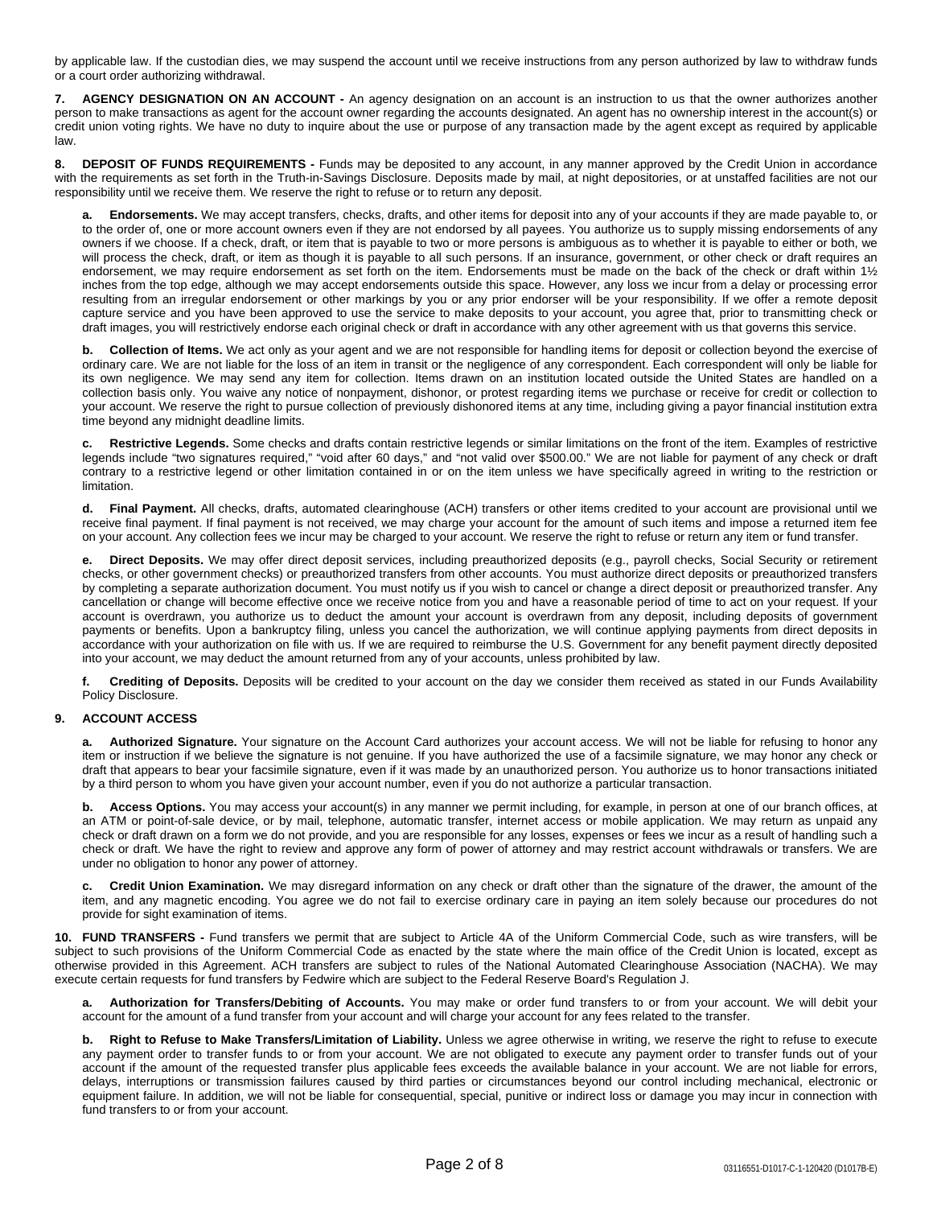by applicable law. If the custodian dies, we may suspend the account until we receive instructions from any person authorized by law to withdraw funds or a court order authorizing withdrawal.

**7. AGENCY DESIGNATION ON AN ACCOUNT -** An agency designation on an account is an instruction to us that the owner authorizes another person to make transactions as agent for the account owner regarding the accounts designated. An agent has no ownership interest in the account(s) or credit union voting rights. We have no duty to inquire about the use or purpose of any transaction made by the agent except as required by applicable law.

**8. DEPOSIT OF FUNDS REQUIREMENTS -** Funds may be deposited to any account, in any manner approved by the Credit Union in accordance with the requirements as set forth in the Truth-in-Savings Disclosure. Deposits made by mail, at night depositories, or at unstaffed facilities are not our responsibility until we receive them. We reserve the right to refuse or to return any deposit.

**a. Endorsements.** We may accept transfers, checks, drafts, and other items for deposit into any of your accounts if they are made payable to, or to the order of, one or more account owners even if they are not endorsed by all payees. You authorize us to supply missing endorsements of any owners if we choose. If a check, draft, or item that is payable to two or more persons is ambiguous as to whether it is payable to either or both, we will process the check, draft, or item as though it is payable to all such persons. If an insurance, government, or other check or draft requires an endorsement, we may require endorsement as set forth on the item. Endorsements must be made on the back of the check or draft within 1½ inches from the top edge, although we may accept endorsements outside this space. However, any loss we incur from a delay or processing error resulting from an irregular endorsement or other markings by you or any prior endorser will be your responsibility. If we offer a remote deposit capture service and you have been approved to use the service to make deposits to your account, you agree that, prior to transmitting check or draft images, you will restrictively endorse each original check or draft in accordance with any other agreement with us that governs this service.

**b. Collection of Items.** We act only as your agent and we are not responsible for handling items for deposit or collection beyond the exercise of ordinary care. We are not liable for the loss of an item in transit or the negligence of any correspondent. Each correspondent will only be liable for its own negligence. We may send any item for collection. Items drawn on an institution located outside the United States are handled on a collection basis only. You waive any notice of nonpayment, dishonor, or protest regarding items we purchase or receive for credit or collection to your account. We reserve the right to pursue collection of previously dishonored items at any time, including giving a payor financial institution extra time beyond any midnight deadline limits.

**c. Restrictive Legends.** Some checks and drafts contain restrictive legends or similar limitations on the front of the item. Examples of restrictive legends include "two signatures required," "void after 60 days," and "not valid over $500.00." We are not liable for payment of any check or draft contrary to a restrictive legend or other limitation contained in or on the item unless we have specifically agreed in writing to the restriction or limitation.

**d. Final Payment.** All checks, drafts, automated clearinghouse (ACH) transfers or other items credited to your account are provisional until we receive final payment. If final payment is not received, we may charge your account for the amount of such items and impose a returned item fee on your account. Any collection fees we incur may be charged to your account. We reserve the right to refuse or return any item or fund transfer.

**e. Direct Deposits.** We may offer direct deposit services, including preauthorized deposits (e.g., payroll checks, Social Security or retirement checks, or other government checks) or preauthorized transfers from other accounts. You must authorize direct deposits or preauthorized transfers by completing a separate authorization document. You must notify us if you wish to cancel or change a direct deposit or preauthorized transfer. Any cancellation or change will become effective once we receive notice from you and have a reasonable period of time to act on your request. If your account is overdrawn, you authorize us to deduct the amount your account is overdrawn from any deposit, including deposits of government payments or benefits. Upon a bankruptcy filing, unless you cancel the authorization, we will continue applying payments from direct deposits in accordance with your authorization on file with us. If we are required to reimburse the U.S. Government for any benefit payment directly deposited into your account, we may deduct the amount returned from any of your accounts, unless prohibited by law.

**f. Crediting of Deposits.** Deposits will be credited to your account on the day we consider them received as stated in our Funds Availability Policy Disclosure.

**9. ACCOUNT ACCESS**

**a. Authorized Signature.** Your signature on the Account Card authorizes your account access. We will not be liable for refusing to honor any item or instruction if we believe the signature is not genuine. If you have authorized the use of a facsimile signature, we may honor any check or draft that appears to bear your facsimile signature, even if it was made by an unauthorized person. You authorize us to honor transactions initiated by a third person to whom you have given your account number, even if you do not authorize a particular transaction.

**b. Access Options.** You may access your account(s) in any manner we permit including, for example, in person at one of our branch offices, at an ATM or point-of-sale device, or by mail, telephone, automatic transfer, internet access or mobile application. We may return as unpaid any check or draft drawn on a form we do not provide, and you are responsible for any losses, expenses or fees we incur as a result of handling such a check or draft. We have the right to review and approve any form of power of attorney and may restrict account withdrawals or transfers. We are under no obligation to honor any power of attorney.

**c. Credit Union Examination.** We may disregard information on any check or draft other than the signature of the drawer, the amount of the item, and any magnetic encoding. You agree we do not fail to exercise ordinary care in paying an item solely because our procedures do not provide for sight examination of items.

**10. FUND TRANSFERS -** Fund transfers we permit that are subject to Article 4A of the Uniform Commercial Code, such as wire transfers, will be subject to such provisions of the Uniform Commercial Code as enacted by the state where the main office of the Credit Union is located, except as otherwise provided in this Agreement. ACH transfers are subject to rules of the National Automated Clearinghouse Association (NACHA). We may execute certain requests for fund transfers by Fedwire which are subject to the Federal Reserve Board's Regulation J.

**a. Authorization for Transfers/Debiting of Accounts.** You may make or order fund transfers to or from your account. We will debit your account for the amount of a fund transfer from your account and will charge your account for any fees related to the transfer.

**b. Right to Refuse to Make Transfers/Limitation of Liability.** Unless we agree otherwise in writing, we reserve the right to refuse to execute any payment order to transfer funds to or from your account. We are not obligated to execute any payment order to transfer funds out of your account if the amount of the requested transfer plus applicable fees exceeds the available balance in your account. We are not liable for errors, delays, interruptions or transmission failures caused by third parties or circumstances beyond our control including mechanical, electronic or equipment failure. In addition, we will not be liable for consequential, special, punitive or indirect loss or damage you may incur in connection with fund transfers to or from your account.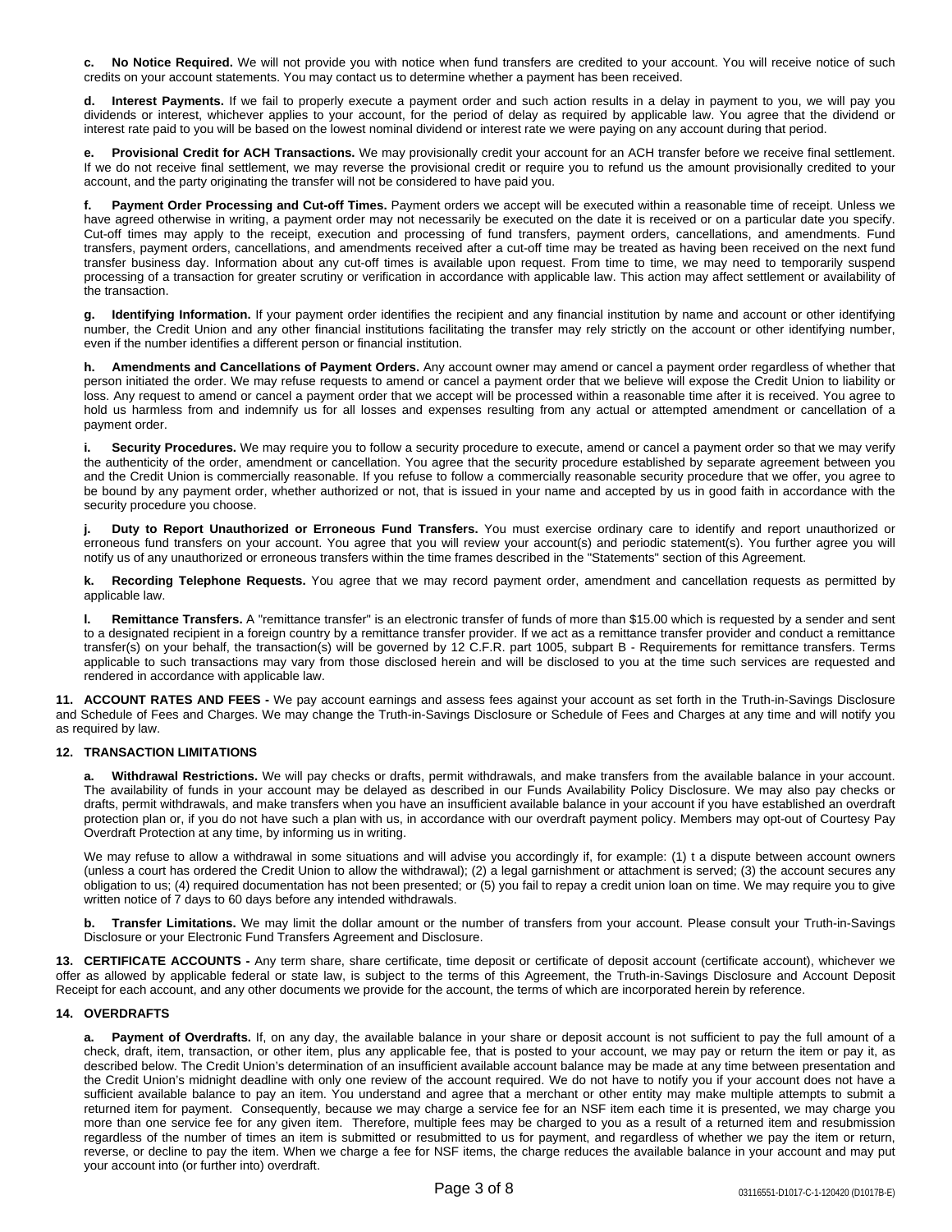**c. No Notice Required.** We will not provide you with notice when fund transfers are credited to your account. You will receive notice of such credits on your account statements. You may contact us to determine whether a payment has been received.

**d. Interest Payments.** If we fail to properly execute a payment order and such action results in a delay in payment to you, we will pay you dividends or interest, whichever applies to your account, for the period of delay as required by applicable law. You agree that the dividend or interest rate paid to you will be based on the lowest nominal dividend or interest rate we were paying on any account during that period.

**e. Provisional Credit for ACH Transactions.** We may provisionally credit your account for an ACH transfer before we receive final settlement. If we do not receive final settlement, we may reverse the provisional credit or require you to refund us the amount provisionally credited to your account, and the party originating the transfer will not be considered to have paid you.

**f. Payment Order Processing and Cut-off Times.** Payment orders we accept will be executed within a reasonable time of receipt. Unless we have agreed otherwise in writing, a payment order may not necessarily be executed on the date it is received or on a particular date you specify. Cut-off times may apply to the receipt, execution and processing of fund transfers, payment orders, cancellations, and amendments. Fund transfers, payment orders, cancellations, and amendments received after a cut-off time may be treated as having been received on the next fund transfer business day. Information about any cut-off times is available upon request. From time to time, we may need to temporarily suspend processing of a transaction for greater scrutiny or verification in accordance with applicable law. This action may affect settlement or availability of the transaction.

**g. Identifying Information.** If your payment order identifies the recipient and any financial institution by name and account or other identifying number, the Credit Union and any other financial institutions facilitating the transfer may rely strictly on the account or other identifying number, even if the number identifies a different person or financial institution.

**h. Amendments and Cancellations of Payment Orders.** Any account owner may amend or cancel a payment order regardless of whether that person initiated the order. We may refuse requests to amend or cancel a payment order that we believe will expose the Credit Union to liability or loss. Any request to amend or cancel a payment order that we accept will be processed within a reasonable time after it is received. You agree to hold us harmless from and indemnify us for all losses and expenses resulting from any actual or attempted amendment or cancellation of a payment order.

**i. Security Procedures.** We may require you to follow a security procedure to execute, amend or cancel a payment order so that we may verify the authenticity of the order, amendment or cancellation. You agree that the security procedure established by separate agreement between you and the Credit Union is commercially reasonable. If you refuse to follow a commercially reasonable security procedure that we offer, you agree to be bound by any payment order, whether authorized or not, that is issued in your name and accepted by us in good faith in accordance with the security procedure you choose.

**j. Duty to Report Unauthorized or Erroneous Fund Transfers.** You must exercise ordinary care to identify and report unauthorized or erroneous fund transfers on your account. You agree that you will review your account(s) and periodic statement(s). You further agree you will notify us of any unauthorized or erroneous transfers within the time frames described in the "Statements" section of this Agreement.

**k. Recording Telephone Requests.** You agree that we may record payment order, amendment and cancellation requests as permitted by applicable law.

**l. Remittance Transfers.** A "remittance transfer" is an electronic transfer of funds of more than $15.00 which is requested by a sender and sent to a designated recipient in a foreign country by a remittance transfer provider. If we act as a remittance transfer provider and conduct a remittance transfer(s) on your behalf, the transaction(s) will be governed by 12 C.F.R. part 1005, subpart B - Requirements for remittance transfers. Terms applicable to such transactions may vary from those disclosed herein and will be disclosed to you at the time such services are requested and rendered in accordance with applicable law.

**11. ACCOUNT RATES AND FEES -** We pay account earnings and assess fees against your account as set forth in the Truth-in-Savings Disclosure and Schedule of Fees and Charges. We may change the Truth-in-Savings Disclosure or Schedule of Fees and Charges at any time and will notify you as required by law.

**12. TRANSACTION LIMITATIONS**

**a. Withdrawal Restrictions.** We will pay checks or drafts, permit withdrawals, and make transfers from the available balance in your account. The availability of funds in your account may be delayed as described in our Funds Availability Policy Disclosure. We may also pay checks or drafts, permit withdrawals, and make transfers when you have an insufficient available balance in your account if you have established an overdraft protection plan or, if you do not have such a plan with us, in accordance with our overdraft payment policy. Members may opt-out of Courtesy Pay Overdraft Protection at any time, by informing us in writing.

We may refuse to allow a withdrawal in some situations and will advise you accordingly if, for example: (1) t a dispute between account owners (unless a court has ordered the Credit Union to allow the withdrawal); (2) a legal garnishment or attachment is served; (3) the account secures any obligation to us; (4) required documentation has not been presented; or (5) you fail to repay a credit union loan on time. We may require you to give written notice of 7 days to 60 days before any intended withdrawals.

**b. Transfer Limitations.** We may limit the dollar amount or the number of transfers from your account. Please consult your Truth-in-Savings Disclosure or your Electronic Fund Transfers Agreement and Disclosure.

**13. CERTIFICATE ACCOUNTS -** Any term share, share certificate, time deposit or certificate of deposit account (certificate account), whichever we offer as allowed by applicable federal or state law, is subject to the terms of this Agreement, the Truth-in-Savings Disclosure and Account Deposit Receipt for each account, and any other documents we provide for the account, the terms of which are incorporated herein by reference.

**14. OVERDRAFTS**

**a. Payment of Overdrafts.** If, on any day, the available balance in your share or deposit account is not sufficient to pay the full amount of a check, draft, item, transaction, or other item, plus any applicable fee, that is posted to your account, we may pay or return the item or pay it, as described below. The Credit Union's determination of an insufficient available account balance may be made at any time between presentation and the Credit Union's midnight deadline with only one review of the account required. We do not have to notify you if your account does not have a sufficient available balance to pay an item. You understand and agree that a merchant or other entity may make multiple attempts to submit a returned item for payment. Consequently, because we may charge a service fee for an NSF item each time it is presented, we may charge you more than one service fee for any given item. Therefore, multiple fees may be charged to you as a result of a returned item and resubmission regardless of the number of times an item is submitted or resubmitted to us for payment, and regardless of whether we pay the item or return, reverse, or decline to pay the item. When we charge a fee for NSF items, the charge reduces the available balance in your account and may put your account into (or further into) overdraft.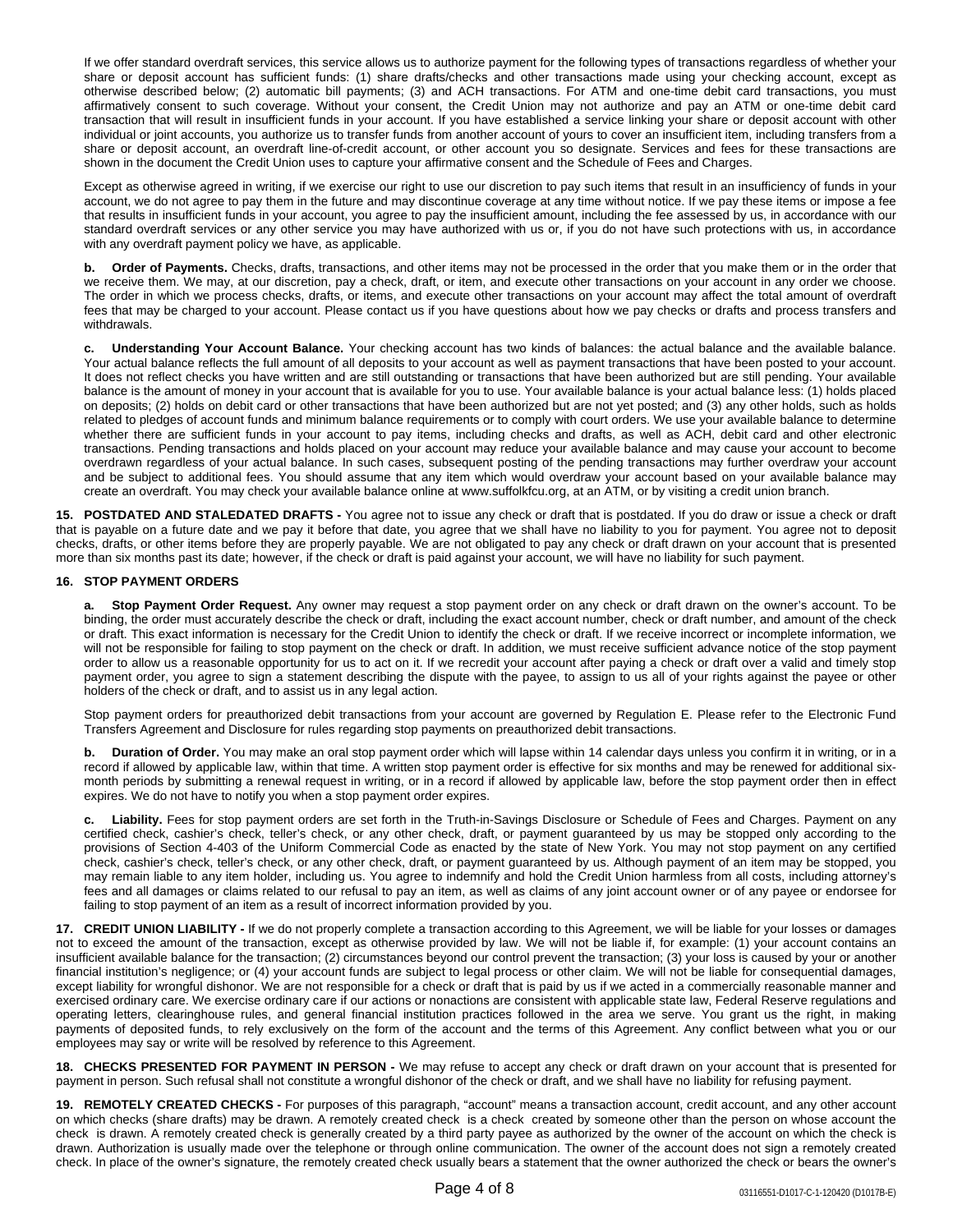If we offer standard overdraft services, this service allows us to authorize payment for the following types of transactions regardless of whether your share or deposit account has sufficient funds: (1) share drafts/checks and other transactions made using your checking account, except as otherwise described below; (2) automatic bill payments; (3) and ACH transactions. For ATM and one-time debit card transactions, you must affirmatively consent to such coverage. Without your consent, the Credit Union may not authorize and pay an ATM or one-time debit card transaction that will result in insufficient funds in your account. If you have established a service linking your share or deposit account with other individual or joint accounts, you authorize us to transfer funds from another account of yours to cover an insufficient item, including transfers from a share or deposit account, an overdraft line-of-credit account, or other account you so designate. Services and fees for these transactions are shown in the document the Credit Union uses to capture your affirmative consent and the Schedule of Fees and Charges.

Except as otherwise agreed in writing, if we exercise our right to use our discretion to pay such items that result in an insufficiency of funds in your account, we do not agree to pay them in the future and may discontinue coverage at any time without notice. If we pay these items or impose a fee that results in insufficient funds in your account, you agree to pay the insufficient amount, including the fee assessed by us, in accordance with our standard overdraft services or any other service you may have authorized with us or, if you do not have such protections with us, in accordance with any overdraft payment policy we have, as applicable.

**b. Order of Payments.** Checks, drafts, transactions, and other items may not be processed in the order that you make them or in the order that we receive them. We may, at our discretion, pay a check, draft, or item, and execute other transactions on your account in any order we choose. The order in which we process checks, drafts, or items, and execute other transactions on your account may affect the total amount of overdraft fees that may be charged to your account. Please contact us if you have questions about how we pay checks or drafts and process transfers and withdrawals.

**c. Understanding Your Account Balance.** Your checking account has two kinds of balances: the actual balance and the available balance. Your actual balance reflects the full amount of all deposits to your account as well as payment transactions that have been posted to your account. It does not reflect checks you have written and are still outstanding or transactions that have been authorized but are still pending. Your available balance is the amount of money in your account that is available for you to use. Your available balance is your actual balance less: (1) holds placed on deposits; (2) holds on debit card or other transactions that have been authorized but are not yet posted; and (3) any other holds, such as holds related to pledges of account funds and minimum balance requirements or to comply with court orders. We use your available balance to determine whether there are sufficient funds in your account to pay items, including checks and drafts, as well as ACH, debit card and other electronic transactions. Pending transactions and holds placed on your account may reduce your available balance and may cause your account to become overdrawn regardless of your actual balance. In such cases, subsequent posting of the pending transactions may further overdraw your account and be subject to additional fees. You should assume that any item which would overdraw your account based on your available balance may create an overdraft. You may check your available balance online at www.suffolkfcu.org, at an ATM, or by visiting a credit union branch.

**15. POSTDATED AND STALEDATED DRAFTS -** You agree not to issue any check or draft that is postdated. If you do draw or issue a check or draft that is payable on a future date and we pay it before that date, you agree that we shall have no liability to you for payment. You agree not to deposit checks, drafts, or other items before they are properly payable. We are not obligated to pay any check or draft drawn on your account that is presented more than six months past its date; however, if the check or draft is paid against your account, we will have no liability for such payment.

**16. STOP PAYMENT ORDERS**

**a. Stop Payment Order Request.** Any owner may request a stop payment order on any check or draft drawn on the owner's account. To be binding, the order must accurately describe the check or draft, including the exact account number, check or draft number, and amount of the check or draft. This exact information is necessary for the Credit Union to identify the check or draft. If we receive incorrect or incomplete information, we will not be responsible for failing to stop payment on the check or draft. In addition, we must receive sufficient advance notice of the stop payment order to allow us a reasonable opportunity for us to act on it. If we recredit your account after paying a check or draft over a valid and timely stop payment order, you agree to sign a statement describing the dispute with the payee, to assign to us all of your rights against the payee or other holders of the check or draft, and to assist us in any legal action.

Stop payment orders for preauthorized debit transactions from your account are governed by Regulation E. Please refer to the Electronic Fund Transfers Agreement and Disclosure for rules regarding stop payments on preauthorized debit transactions.

**b. Duration of Order.** You may make an oral stop payment order which will lapse within 14 calendar days unless you confirm it in writing, or in a record if allowed by applicable law, within that time. A written stop payment order is effective for six months and may be renewed for additional six-month periods by submitting a renewal request in writing, or in a record if allowed by applicable law, before the stop payment order then in effect expires. We do not have to notify you when a stop payment order expires.

**c. Liability.** Fees for stop payment orders are set forth in the Truth-in-Savings Disclosure or Schedule of Fees and Charges. Payment on any certified check, cashier's check, teller's check, or any other check, draft, or payment guaranteed by us may be stopped only according to the provisions of Section 4-403 of the Uniform Commercial Code as enacted by the state of New York. You may not stop payment on any certified check, cashier's check, teller's check, or any other check, draft, or payment guaranteed by us. Although payment of an item may be stopped, you may remain liable to any item holder, including us. You agree to indemnify and hold the Credit Union harmless from all costs, including attorney's fees and all damages or claims related to our refusal to pay an item, as well as claims of any joint account owner or of any payee or endorsee for failing to stop payment of an item as a result of incorrect information provided by you.

**17. CREDIT UNION LIABILITY -** If we do not properly complete a transaction according to this Agreement, we will be liable for your losses or damages not to exceed the amount of the transaction, except as otherwise provided by law. We will not be liable if, for example: (1) your account contains an insufficient available balance for the transaction; (2) circumstances beyond our control prevent the transaction; (3) your loss is caused by your or another financial institution's negligence; or (4) your account funds are subject to legal process or other claim. We will not be liable for consequential damages, except liability for wrongful dishonor. We are not responsible for a check or draft that is paid by us if we acted in a commercially reasonable manner and exercised ordinary care. We exercise ordinary care if our actions or nonactions are consistent with applicable state law, Federal Reserve regulations and operating letters, clearinghouse rules, and general financial institution practices followed in the area we serve. You grant us the right, in making payments of deposited funds, to rely exclusively on the form of the account and the terms of this Agreement. Any conflict between what you or our employees may say or write will be resolved by reference to this Agreement.

**18. CHECKS PRESENTED FOR PAYMENT IN PERSON -** We may refuse to accept any check or draft drawn on your account that is presented for payment in person. Such refusal shall not constitute a wrongful dishonor of the check or draft, and we shall have no liability for refusing payment.

**19. REMOTELY CREATED CHECKS -** For purposes of this paragraph, "account" means a transaction account, credit account, and any other account on which checks (share drafts) may be drawn. A remotely created check is a check created by someone other than the person on whose account the check is drawn. A remotely created check is generally created by a third party payee as authorized by the owner of the account on which the check is drawn. Authorization is usually made over the telephone or through online communication. The owner of the account does not sign a remotely created check. In place of the owner's signature, the remotely created check usually bears a statement that the owner authorized the check or bears the owner's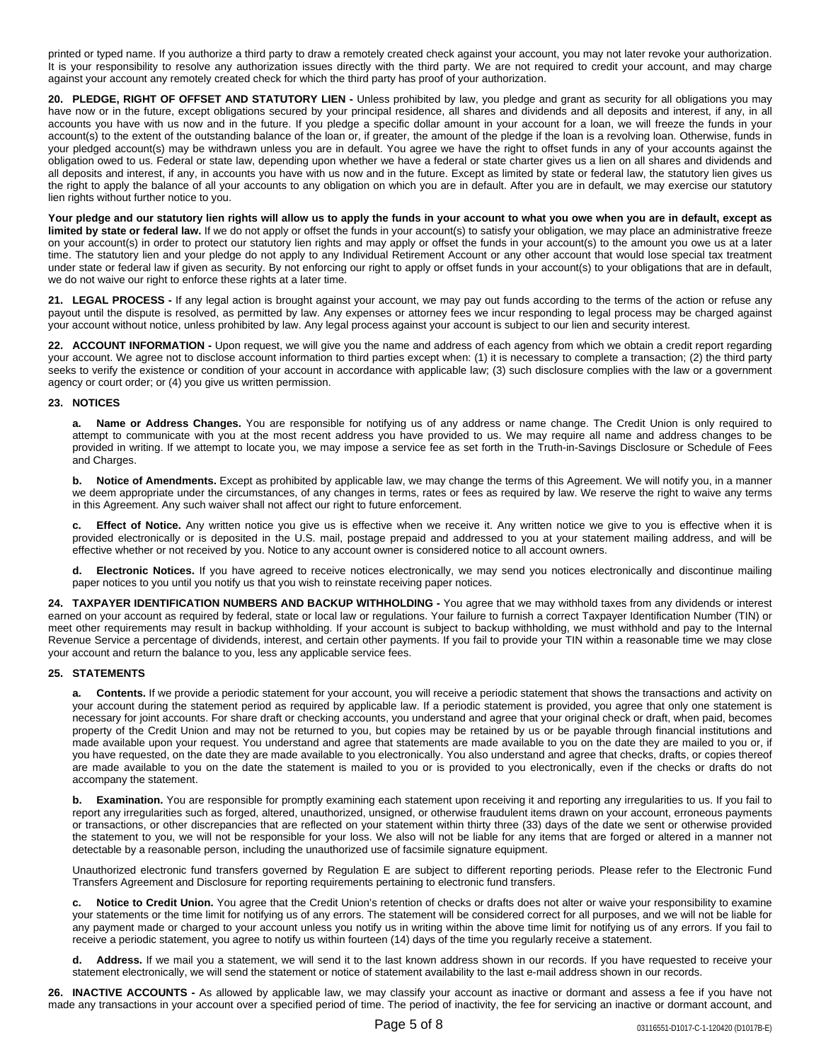printed or typed name. If you authorize a third party to draw a remotely created check against your account, you may not later revoke your authorization. It is your responsibility to resolve any authorization issues directly with the third party. We are not required to credit your account, and may charge against your account any remotely created check for which the third party has proof of your authorization.

**20. PLEDGE, RIGHT OF OFFSET AND STATUTORY LIEN -** Unless prohibited by law, you pledge and grant as security for all obligations you may have now or in the future, except obligations secured by your principal residence, all shares and dividends and all deposits and interest, if any, in all accounts you have with us now and in the future. If you pledge a specific dollar amount in your account for a loan, we will freeze the funds in your account(s) to the extent of the outstanding balance of the loan or, if greater, the amount of the pledge if the loan is a revolving loan. Otherwise, funds in your pledged account(s) may be withdrawn unless you are in default. You agree we have the right to offset funds in any of your accounts against the obligation owed to us. Federal or state law, depending upon whether we have a federal or state charter gives us a lien on all shares and dividends and all deposits and interest, if any, in accounts you have with us now and in the future. Except as limited by state or federal law, the statutory lien gives us the right to apply the balance of all your accounts to any obligation on which you are in default. After you are in default, we may exercise our statutory lien rights without further notice to you.

**Your pledge and our statutory lien rights will allow us to apply the funds in your account to what you owe when you are in default, except as limited by state or federal law.** If we do not apply or offset the funds in your account(s) to satisfy your obligation, we may place an administrative freeze on your account(s) in order to protect our statutory lien rights and may apply or offset the funds in your account(s) to the amount you owe us at a later time. The statutory lien and your pledge do not apply to any Individual Retirement Account or any other account that would lose special tax treatment under state or federal law if given as security. By not enforcing our right to apply or offset funds in your account(s) to your obligations that are in default, we do not waive our right to enforce these rights at a later time.

**21. LEGAL PROCESS -** If any legal action is brought against your account, we may pay out funds according to the terms of the action or refuse any payout until the dispute is resolved, as permitted by law. Any expenses or attorney fees we incur responding to legal process may be charged against your account without notice, unless prohibited by law. Any legal process against your account is subject to our lien and security interest.

**22. ACCOUNT INFORMATION -** Upon request, we will give you the name and address of each agency from which we obtain a credit report regarding your account. We agree not to disclose account information to third parties except when: (1) it is necessary to complete a transaction; (2) the third party seeks to verify the existence or condition of your account in accordance with applicable law; (3) such disclosure complies with the law or a government agency or court order; or (4) you give us written permission.

**23. NOTICES**

**a. Name or Address Changes.** You are responsible for notifying us of any address or name change. The Credit Union is only required to attempt to communicate with you at the most recent address you have provided to us. We may require all name and address changes to be provided in writing. If we attempt to locate you, we may impose a service fee as set forth in the Truth-in-Savings Disclosure or Schedule of Fees and Charges.

**b. Notice of Amendments.** Except as prohibited by applicable law, we may change the terms of this Agreement. We will notify you, in a manner we deem appropriate under the circumstances, of any changes in terms, rates or fees as required by law. We reserve the right to waive any terms in this Agreement. Any such waiver shall not affect our right to future enforcement.

**c. Effect of Notice.** Any written notice you give us is effective when we receive it. Any written notice we give to you is effective when it is provided electronically or is deposited in the U.S. mail, postage prepaid and addressed to you at your statement mailing address, and will be effective whether or not received by you. Notice to any account owner is considered notice to all account owners.

**d. Electronic Notices.** If you have agreed to receive notices electronically, we may send you notices electronically and discontinue mailing paper notices to you until you notify us that you wish to reinstate receiving paper notices.

**24. TAXPAYER IDENTIFICATION NUMBERS AND BACKUP WITHHOLDING -** You agree that we may withhold taxes from any dividends or interest earned on your account as required by federal, state or local law or regulations. Your failure to furnish a correct Taxpayer Identification Number (TIN) or meet other requirements may result in backup withholding. If your account is subject to backup withholding, we must withhold and pay to the Internal Revenue Service a percentage of dividends, interest, and certain other payments. If you fail to provide your TIN within a reasonable time we may close your account and return the balance to you, less any applicable service fees.

**25. STATEMENTS**

**a. Contents.** If we provide a periodic statement for your account, you will receive a periodic statement that shows the transactions and activity on your account during the statement period as required by applicable law. If a periodic statement is provided, you agree that only one statement is necessary for joint accounts. For share draft or checking accounts, you understand and agree that your original check or draft, when paid, becomes property of the Credit Union and may not be returned to you, but copies may be retained by us or be payable through financial institutions and made available upon your request. You understand and agree that statements are made available to you on the date they are mailed to you or, if you have requested, on the date they are made available to you electronically. You also understand and agree that checks, drafts, or copies thereof are made available to you on the date the statement is mailed to you or is provided to you electronically, even if the checks or drafts do not accompany the statement.

**b. Examination.** You are responsible for promptly examining each statement upon receiving it and reporting any irregularities to us. If you fail to report any irregularities such as forged, altered, unauthorized, unsigned, or otherwise fraudulent items drawn on your account, erroneous payments or transactions, or other discrepancies that are reflected on your statement within thirty three (33) days of the date we sent or otherwise provided the statement to you, we will not be responsible for your loss. We also will not be liable for any items that are forged or altered in a manner not detectable by a reasonable person, including the unauthorized use of facsimile signature equipment.

Unauthorized electronic fund transfers governed by Regulation E are subject to different reporting periods. Please refer to the Electronic Fund Transfers Agreement and Disclosure for reporting requirements pertaining to electronic fund transfers.

**c. Notice to Credit Union.** You agree that the Credit Union's retention of checks or drafts does not alter or waive your responsibility to examine your statements or the time limit for notifying us of any errors. The statement will be considered correct for all purposes, and we will not be liable for any payment made or charged to your account unless you notify us in writing within the above time limit for notifying us of any errors. If you fail to receive a periodic statement, you agree to notify us within fourteen (14) days of the time you regularly receive a statement.

**d. Address.** If we mail you a statement, we will send it to the last known address shown in our records. If you have requested to receive your statement electronically, we will send the statement or notice of statement availability to the last e-mail address shown in our records.

**26. INACTIVE ACCOUNTS -** As allowed by applicable law, we may classify your account as inactive or dormant and assess a fee if you have not made any transactions in your account over a specified period of time. The period of inactivity, the fee for servicing an inactive or dormant account, and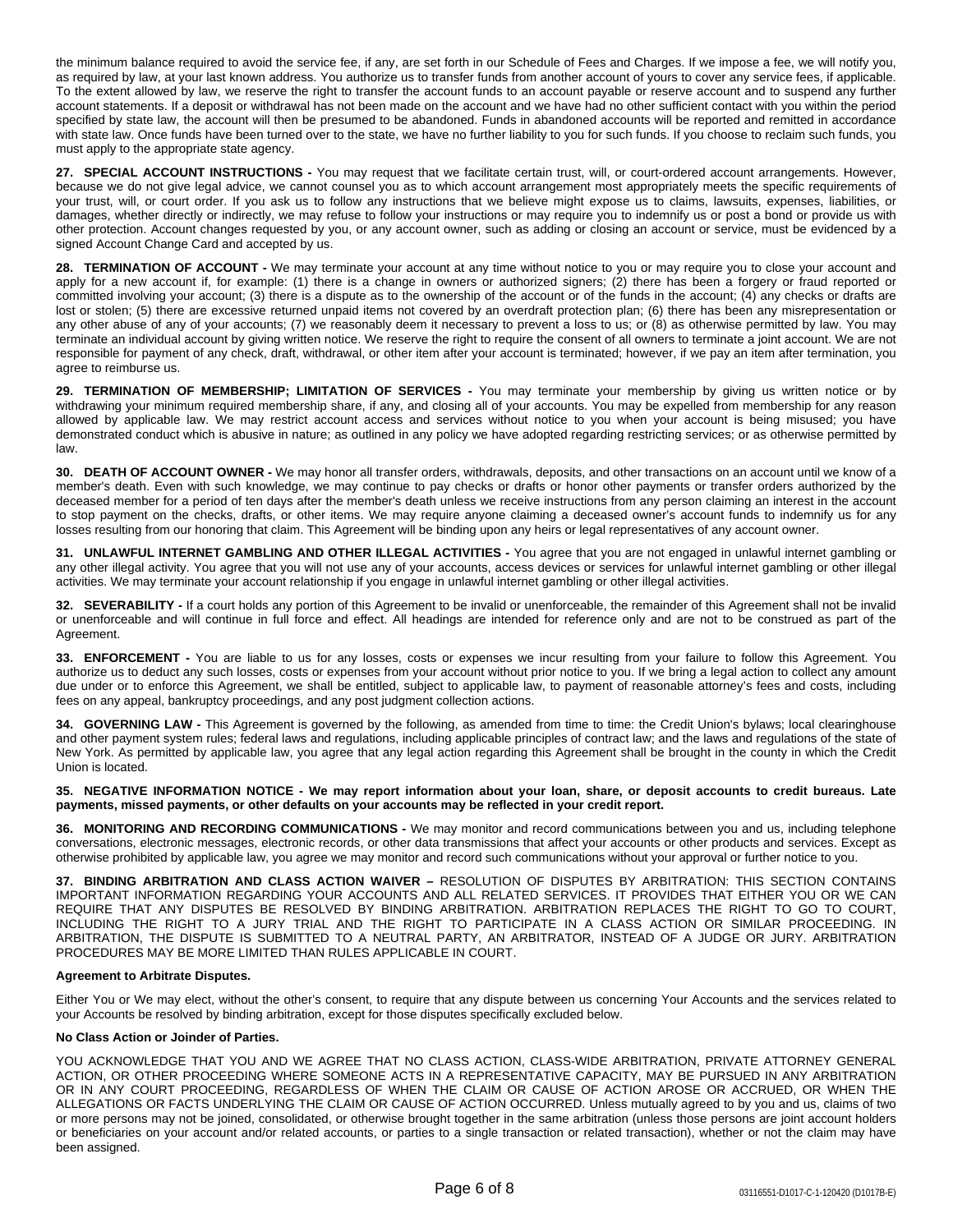the minimum balance required to avoid the service fee, if any, are set forth in our Schedule of Fees and Charges. If we impose a fee, we will notify you, as required by law, at your last known address. You authorize us to transfer funds from another account of yours to cover any service fees, if applicable. To the extent allowed by law, we reserve the right to transfer the account funds to an account payable or reserve account and to suspend any further account statements. If a deposit or withdrawal has not been made on the account and we have had no other sufficient contact with you within the period specified by state law, the account will then be presumed to be abandoned. Funds in abandoned accounts will be reported and remitted in accordance with state law. Once funds have been turned over to the state, we have no further liability to you for such funds. If you choose to reclaim such funds, you must apply to the appropriate state agency.

**27. SPECIAL ACCOUNT INSTRUCTIONS -** You may request that we facilitate certain trust, will, or court-ordered account arrangements. However, because we do not give legal advice, we cannot counsel you as to which account arrangement most appropriately meets the specific requirements of your trust, will, or court order. If you ask us to follow any instructions that we believe might expose us to claims, lawsuits, expenses, liabilities, or damages, whether directly or indirectly, we may refuse to follow your instructions or may require you to indemnify us or post a bond or provide us with other protection. Account changes requested by you, or any account owner, such as adding or closing an account or service, must be evidenced by a signed Account Change Card and accepted by us.

**28. TERMINATION OF ACCOUNT -** We may terminate your account at any time without notice to you or may require you to close your account and apply for a new account if, for example: (1) there is a change in owners or authorized signers; (2) there has been a forgery or fraud reported or committed involving your account; (3) there is a dispute as to the ownership of the account or of the funds in the account; (4) any checks or drafts are lost or stolen; (5) there are excessive returned unpaid items not covered by an overdraft protection plan; (6) there has been any misrepresentation or any other abuse of any of your accounts; (7) we reasonably deem it necessary to prevent a loss to us; or (8) as otherwise permitted by law. You may terminate an individual account by giving written notice. We reserve the right to require the consent of all owners to terminate a joint account. We are not responsible for payment of any check, draft, withdrawal, or other item after your account is terminated; however, if we pay an item after termination, you agree to reimburse us.

**29. TERMINATION OF MEMBERSHIP; LIMITATION OF SERVICES -** You may terminate your membership by giving us written notice or by withdrawing your minimum required membership share, if any, and closing all of your accounts. You may be expelled from membership for any reason allowed by applicable law. We may restrict account access and services without notice to you when your account is being misused; you have demonstrated conduct which is abusive in nature; as outlined in any policy we have adopted regarding restricting services; or as otherwise permitted by law.

**30. DEATH OF ACCOUNT OWNER -** We may honor all transfer orders, withdrawals, deposits, and other transactions on an account until we know of a member's death. Even with such knowledge, we may continue to pay checks or drafts or honor other payments or transfer orders authorized by the deceased member for a period of ten days after the member's death unless we receive instructions from any person claiming an interest in the account to stop payment on the checks, drafts, or other items. We may require anyone claiming a deceased owner's account funds to indemnify us for any losses resulting from our honoring that claim. This Agreement will be binding upon any heirs or legal representatives of any account owner.

**31. UNLAWFUL INTERNET GAMBLING AND OTHER ILLEGAL ACTIVITIES -** You agree that you are not engaged in unlawful internet gambling or any other illegal activity. You agree that you will not use any of your accounts, access devices or services for unlawful internet gambling or other illegal activities. We may terminate your account relationship if you engage in unlawful internet gambling or other illegal activities.

**32. SEVERABILITY -** If a court holds any portion of this Agreement to be invalid or unenforceable, the remainder of this Agreement shall not be invalid or unenforceable and will continue in full force and effect. All headings are intended for reference only and are not to be construed as part of the Agreement.

**33. ENFORCEMENT -** You are liable to us for any losses, costs or expenses we incur resulting from your failure to follow this Agreement. You authorize us to deduct any such losses, costs or expenses from your account without prior notice to you. If we bring a legal action to collect any amount due under or to enforce this Agreement, we shall be entitled, subject to applicable law, to payment of reasonable attorney's fees and costs, including fees on any appeal, bankruptcy proceedings, and any post judgment collection actions.

**34. GOVERNING LAW -** This Agreement is governed by the following, as amended from time to time: the Credit Union's bylaws; local clearinghouse and other payment system rules; federal laws and regulations, including applicable principles of contract law; and the laws and regulations of the state of New York. As permitted by applicable law, you agree that any legal action regarding this Agreement shall be brought in the county in which the Credit Union is located.

**35. NEGATIVE INFORMATION NOTICE - We may report information about your loan, share, or deposit accounts to credit bureaus. Late payments, missed payments, or other defaults on your accounts may be reflected in your credit report.**

**36. MONITORING AND RECORDING COMMUNICATIONS -** We may monitor and record communications between you and us, including telephone conversations, electronic messages, electronic records, or other data transmissions that affect your accounts or other products and services. Except as otherwise prohibited by applicable law, you agree we may monitor and record such communications without your approval or further notice to you.

**37. BINDING ARBITRATION AND CLASS ACTION WAIVER –** RESOLUTION OF DISPUTES BY ARBITRATION: THIS SECTION CONTAINS IMPORTANT INFORMATION REGARDING YOUR ACCOUNTS AND ALL RELATED SERVICES. IT PROVIDES THAT EITHER YOU OR WE CAN REQUIRE THAT ANY DISPUTES BE RESOLVED BY BINDING ARBITRATION. ARBITRATION REPLACES THE RIGHT TO GO TO COURT, INCLUDING THE RIGHT TO A JURY TRIAL AND THE RIGHT TO PARTICIPATE IN A CLASS ACTION OR SIMILAR PROCEEDING. IN ARBITRATION, THE DISPUTE IS SUBMITTED TO A NEUTRAL PARTY, AN ARBITRATOR, INSTEAD OF A JUDGE OR JURY. ARBITRATION PROCEDURES MAY BE MORE LIMITED THAN RULES APPLICABLE IN COURT.

**Agreement to Arbitrate Disputes.**

Either You or We may elect, without the other's consent, to require that any dispute between us concerning Your Accounts and the services related to your Accounts be resolved by binding arbitration, except for those disputes specifically excluded below.

**No Class Action or Joinder of Parties.**

YOU ACKNOWLEDGE THAT YOU AND WE AGREE THAT NO CLASS ACTION, CLASS-WIDE ARBITRATION, PRIVATE ATTORNEY GENERAL ACTION, OR OTHER PROCEEDING WHERE SOMEONE ACTS IN A REPRESENTATIVE CAPACITY, MAY BE PURSUED IN ANY ARBITRATION OR IN ANY COURT PROCEEDING, REGARDLESS OF WHEN THE CLAIM OR CAUSE OF ACTION AROSE OR ACCRUED, OR WHEN THE ALLEGATIONS OR FACTS UNDERLYING THE CLAIM OR CAUSE OF ACTION OCCURRED. Unless mutually agreed to by you and us, claims of two or more persons may not be joined, consolidated, or otherwise brought together in the same arbitration (unless those persons are joint account holders or beneficiaries on your account and/or related accounts, or parties to a single transaction or related transaction), whether or not the claim may have been assigned.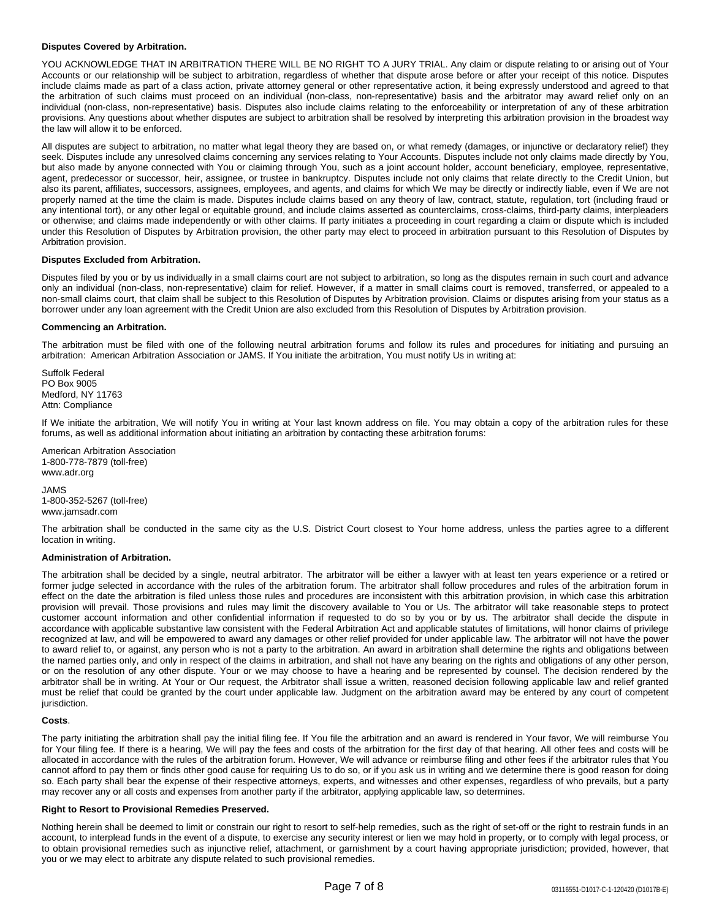**Disputes Covered by Arbitration.**

YOU ACKNOWLEDGE THAT IN ARBITRATION THERE WILL BE NO RIGHT TO A JURY TRIAL. Any claim or dispute relating to or arising out of Your Accounts or our relationship will be subject to arbitration, regardless of whether that dispute arose before or after your receipt of this notice. Disputes include claims made as part of a class action, private attorney general or other representative action, it being expressly understood and agreed to that the arbitration of such claims must proceed on an individual (non-class, non-representative) basis and the arbitrator may award relief only on an individual (non-class, non-representative) basis. Disputes also include claims relating to the enforceability or interpretation of any of these arbitration provisions. Any questions about whether disputes are subject to arbitration shall be resolved by interpreting this arbitration provision in the broadest way the law will allow it to be enforced.

All disputes are subject to arbitration, no matter what legal theory they are based on, or what remedy (damages, or injunctive or declaratory relief) they seek. Disputes include any unresolved claims concerning any services relating to Your Accounts. Disputes include not only claims made directly by You, but also made by anyone connected with You or claiming through You, such as a joint account holder, account beneficiary, employee, representative, agent, predecessor or successor, heir, assignee, or trustee in bankruptcy. Disputes include not only claims that relate directly to the Credit Union, but also its parent, affiliates, successors, assignees, employees, and agents, and claims for which We may be directly or indirectly liable, even if We are not properly named at the time the claim is made. Disputes include claims based on any theory of law, contract, statute, regulation, tort (including fraud or any intentional tort), or any other legal or equitable ground, and include claims asserted as counterclaims, cross-claims, third-party claims, interpleaders or otherwise; and claims made independently or with other claims. If party initiates a proceeding in court regarding a claim or dispute which is included under this Resolution of Disputes by Arbitration provision, the other party may elect to proceed in arbitration pursuant to this Resolution of Disputes by Arbitration provision.

**Disputes Excluded from Arbitration.**

Disputes filed by you or by us individually in a small claims court are not subject to arbitration, so long as the disputes remain in such court and advance only an individual (non-class, non-representative) claim for relief. However, if a matter in small claims court is removed, transferred, or appealed to a non-small claims court, that claim shall be subject to this Resolution of Disputes by Arbitration provision. Claims or disputes arising from your status as a borrower under any loan agreement with the Credit Union are also excluded from this Resolution of Disputes by Arbitration provision.

**Commencing an Arbitration.**

The arbitration must be filed with one of the following neutral arbitration forums and follow its rules and procedures for initiating and pursuing an arbitration: American Arbitration Association or JAMS. If You initiate the arbitration, You must notify Us in writing at:

Suffolk Federal
PO Box 9005
Medford, NY 11763
Attn: Compliance

If We initiate the arbitration, We will notify You in writing at Your last known address on file. You may obtain a copy of the arbitration rules for these forums, as well as additional information about initiating an arbitration by contacting these arbitration forums:

American Arbitration Association
1-800-778-7879 (toll-free)
www.adr.org

JAMS
1-800-352-5267 (toll-free)
www.jamsadr.com

The arbitration shall be conducted in the same city as the U.S. District Court closest to Your home address, unless the parties agree to a different location in writing.

**Administration of Arbitration.**

The arbitration shall be decided by a single, neutral arbitrator. The arbitrator will be either a lawyer with at least ten years experience or a retired or former judge selected in accordance with the rules of the arbitration forum. The arbitrator shall follow procedures and rules of the arbitration forum in effect on the date the arbitration is filed unless those rules and procedures are inconsistent with this arbitration provision, in which case this arbitration provision will prevail. Those provisions and rules may limit the discovery available to You or Us. The arbitrator will take reasonable steps to protect customer account information and other confidential information if requested to do so by you or by us. The arbitrator shall decide the dispute in accordance with applicable substantive law consistent with the Federal Arbitration Act and applicable statutes of limitations, will honor claims of privilege recognized at law, and will be empowered to award any damages or other relief provided for under applicable law. The arbitrator will not have the power to award relief to, or against, any person who is not a party to the arbitration. An award in arbitration shall determine the rights and obligations between the named parties only, and only in respect of the claims in arbitration, and shall not have any bearing on the rights and obligations of any other person, or on the resolution of any other dispute. Your or we may choose to have a hearing and be represented by counsel. The decision rendered by the arbitrator shall be in writing. At Your or Our request, the Arbitrator shall issue a written, reasoned decision following applicable law and relief granted must be relief that could be granted by the court under applicable law. Judgment on the arbitration award may be entered by any court of competent jurisdiction.

**Costs**.

The party initiating the arbitration shall pay the initial filing fee. If You file the arbitration and an award is rendered in Your favor, We will reimburse You for Your filing fee. If there is a hearing, We will pay the fees and costs of the arbitration for the first day of that hearing. All other fees and costs will be allocated in accordance with the rules of the arbitration forum. However, We will advance or reimburse filing and other fees if the arbitrator rules that You cannot afford to pay them or finds other good cause for requiring Us to do so, or if you ask us in writing and we determine there is good reason for doing so. Each party shall bear the expense of their respective attorneys, experts, and witnesses and other expenses, regardless of who prevails, but a party may recover any or all costs and expenses from another party if the arbitrator, applying applicable law, so determines.

**Right to Resort to Provisional Remedies Preserved.**

Nothing herein shall be deemed to limit or constrain our right to resort to self-help remedies, such as the right of set-off or the right to restrain funds in an account, to interplead funds in the event of a dispute, to exercise any security interest or lien we may hold in property, or to comply with legal process, or to obtain provisional remedies such as injunctive relief, attachment, or garnishment by a court having appropriate jurisdiction; provided, however, that you or we may elect to arbitrate any dispute related to such provisional remedies.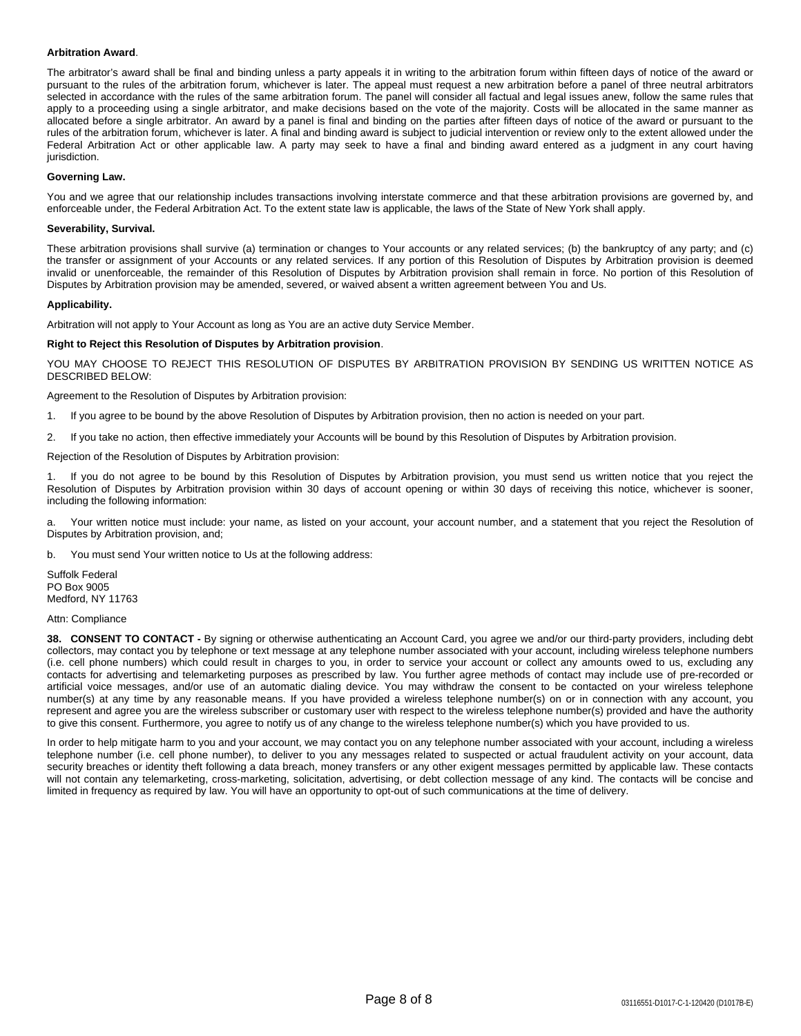**Arbitration Award**.

The arbitrator's award shall be final and binding unless a party appeals it in writing to the arbitration forum within fifteen days of notice of the award or pursuant to the rules of the arbitration forum, whichever is later. The appeal must request a new arbitration before a panel of three neutral arbitrators selected in accordance with the rules of the same arbitration forum. The panel will consider all factual and legal issues anew, follow the same rules that apply to a proceeding using a single arbitrator, and make decisions based on the vote of the majority. Costs will be allocated in the same manner as allocated before a single arbitrator. An award by a panel is final and binding on the parties after fifteen days of notice of the award or pursuant to the rules of the arbitration forum, whichever is later. A final and binding award is subject to judicial intervention or review only to the extent allowed under the Federal Arbitration Act or other applicable law. A party may seek to have a final and binding award entered as a judgment in any court having jurisdiction.

**Governing Law.**

You and we agree that our relationship includes transactions involving interstate commerce and that these arbitration provisions are governed by, and enforceable under, the Federal Arbitration Act. To the extent state law is applicable, the laws of the State of New York shall apply.

**Severability, Survival.**

These arbitration provisions shall survive (a) termination or changes to Your accounts or any related services; (b) the bankruptcy of any party; and (c) the transfer or assignment of your Accounts or any related services. If any portion of this Resolution of Disputes by Arbitration provision is deemed invalid or unenforceable, the remainder of this Resolution of Disputes by Arbitration provision shall remain in force. No portion of this Resolution of Disputes by Arbitration provision may be amended, severed, or waived absent a written agreement between You and Us.

**Applicability.**

Arbitration will not apply to Your Account as long as You are an active duty Service Member.

**Right to Reject this Resolution of Disputes by Arbitration provision**.

YOU MAY CHOOSE TO REJECT THIS RESOLUTION OF DISPUTES BY ARBITRATION PROVISION BY SENDING US WRITTEN NOTICE AS DESCRIBED BELOW:

Agreement to the Resolution of Disputes by Arbitration provision:

1. If you agree to be bound by the above Resolution of Disputes by Arbitration provision, then no action is needed on your part.

2. If you take no action, then effective immediately your Accounts will be bound by this Resolution of Disputes by Arbitration provision.

Rejection of the Resolution of Disputes by Arbitration provision:

1. If you do not agree to be bound by this Resolution of Disputes by Arbitration provision, you must send us written notice that you reject the Resolution of Disputes by Arbitration provision within 30 days of account opening or within 30 days of receiving this notice, whichever is sooner, including the following information:

a. Your written notice must include: your name, as listed on your account, your account number, and a statement that you reject the Resolution of Disputes by Arbitration provision, and;

b. You must send Your written notice to Us at the following address:

Suffolk Federal
PO Box 9005
Medford, NY 11763

Attn: Compliance

**38. CONSENT TO CONTACT -** By signing or otherwise authenticating an Account Card, you agree we and/or our third-party providers, including debt collectors, may contact you by telephone or text message at any telephone number associated with your account, including wireless telephone numbers (i.e. cell phone numbers) which could result in charges to you, in order to service your account or collect any amounts owed to us, excluding any contacts for advertising and telemarketing purposes as prescribed by law. You further agree methods of contact may include use of pre-recorded or artificial voice messages, and/or use of an automatic dialing device. You may withdraw the consent to be contacted on your wireless telephone number(s) at any time by any reasonable means. If you have provided a wireless telephone number(s) on or in connection with any account, you represent and agree you are the wireless subscriber or customary user with respect to the wireless telephone number(s) provided and have the authority to give this consent. Furthermore, you agree to notify us of any change to the wireless telephone number(s) which you have provided to us.

In order to help mitigate harm to you and your account, we may contact you on any telephone number associated with your account, including a wireless telephone number (i.e. cell phone number), to deliver to you any messages related to suspected or actual fraudulent activity on your account, data security breaches or identity theft following a data breach, money transfers or any other exigent messages permitted by applicable law. These contacts will not contain any telemarketing, cross-marketing, solicitation, advertising, or debt collection message of any kind. The contacts will be concise and limited in frequency as required by law. You will have an opportunity to opt-out of such communications at the time of delivery.

03116551-D1017-C-1-120420 (D1017B-E)